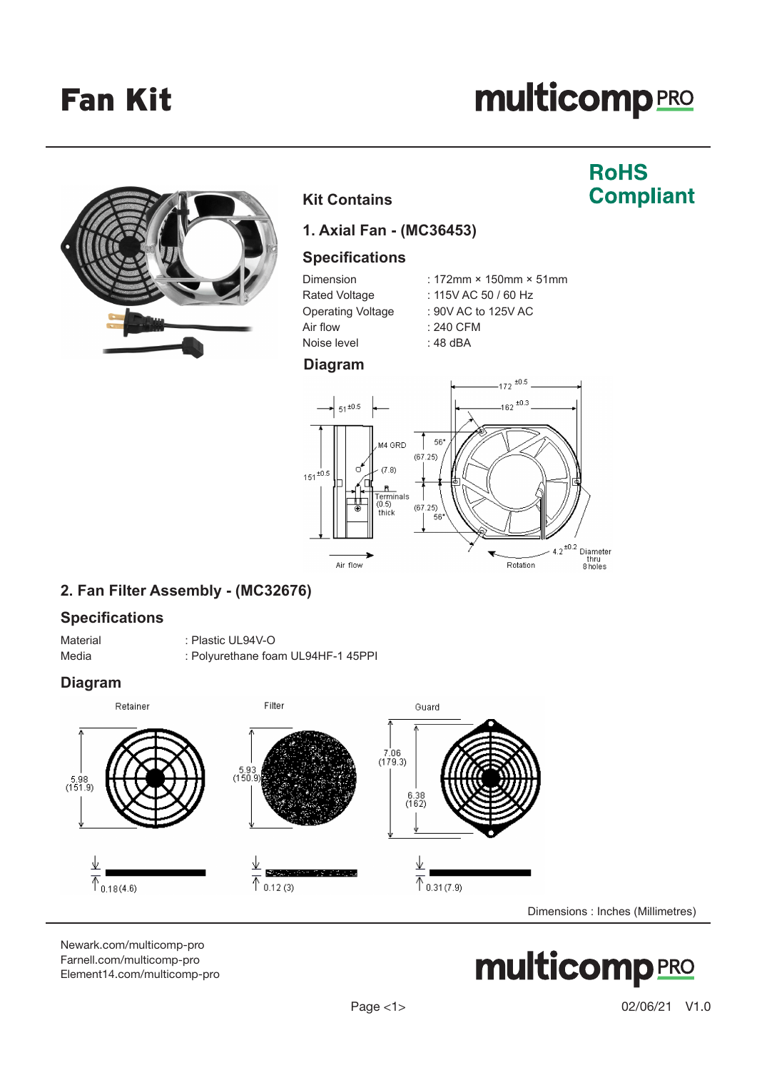# Fan Kit

**multicomp PRO**

**RoHS Compliant**

## Kit Contains

### 1. Axial Fan - (MC36453)

### Specifications

| | |
|---|---|
| Dimension | : 172mm × 150mm × 51mm |
| Rated Voltage | : 115V AC 50 / 60 Hz |
| Operating Voltage | : 90V AC to 125V AC |
| Air flow | : 240 CFM |
| Noise level | : 48 dBA |

### Diagram

### 2. Fan Filter Assembly - (MC32676)

### Specifications

| | |
|---|---|
| Material | : Plastic UL94V-O |
| Media | : Polyurethane foam UL94HF-1 45PPI |

### Diagram

Dimensions : Inches (Millimetres)

Newark.com/multicomp-pro
Farnell.com/multicomp-pro
Element14.com/multicomp-pro

02/06/21 V1.0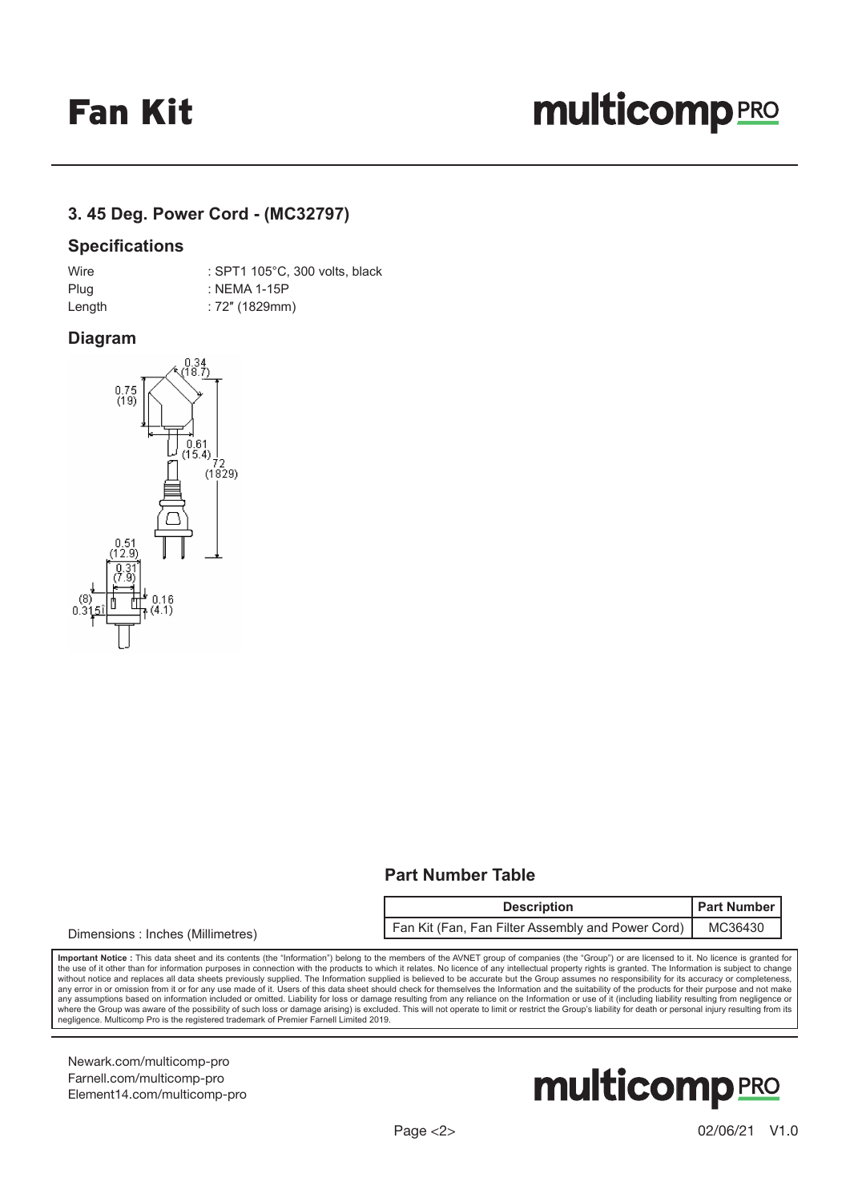# Fan Kit

### 3. 45 Deg. Power Cord - (MC32797)

### Specifications

Wire : SPT1 105°C, 300 volts, black
Plug : NEMA 1-15P
Length : 72″ (1829mm)

### Diagram

0.34
(18.7)
0.75
(19)
0.61
(15.4)
72
(1829)
0.51
(12.9)
0.31
(7.9)
(8)
0.315
0.16
(4.1)

Dimensions : Inches (Millimetres)

### Part Number Table

| Description | Part Number |
| --- | --- |
| Fan Kit (Fan, Fan Filter Assembly and Power Cord) | MC36430 |

**Important Notice :** This data sheet and its contents (the "Information") belong to the members of the AVNET group of companies (the "Group") or are licensed to it. No licence is granted for the use of it other than for information purposes in connection with the products to which it relates. No licence of any intellectual property rights is granted. The Information is subject to change without notice and replaces all data sheets previously supplied. The Information supplied is believed to be accurate but the Group assumes no responsibility for its accuracy or completeness, any error in or omission from it or for any use made of it. Users of this data sheet should check for themselves the Information and the suitability of the products for their purpose and not make any assumptions based on information included or omitted. Liability for loss or damage resulting from any reliance on the Information or use of it (including liability resulting from negligence or where the Group was aware of the possibility of such loss or damage arising) is excluded. This will not operate to limit or restrict the Group's liability for death or personal injury resulting from its negligence. Multicomp Pro is the registered trademark of Premier Farnell Limited 2019.

Newark.com/multicomp-pro
Farnell.com/multicomp-pro
Element14.com/multicomp-pro

02/06/21 V1.0